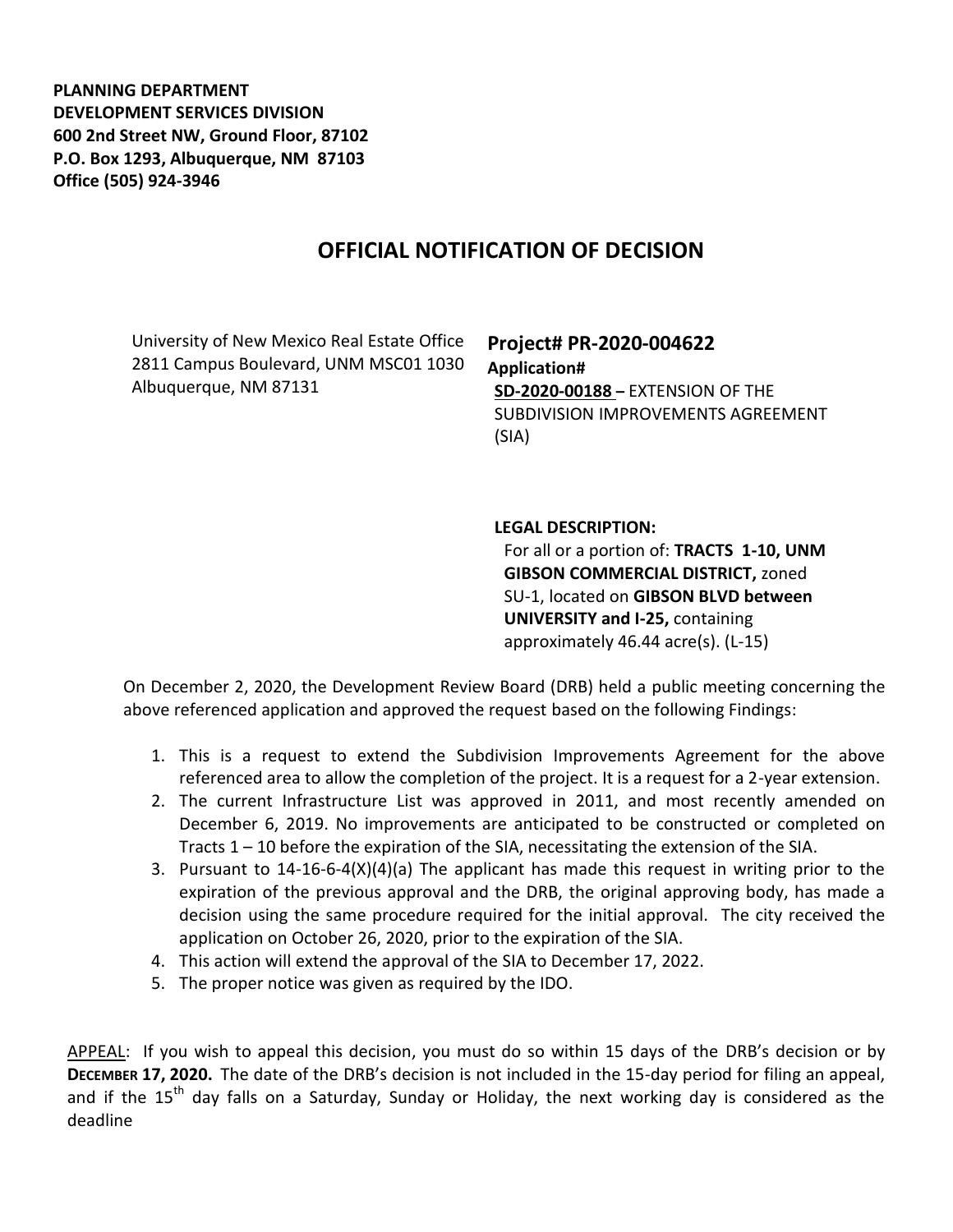**PLANNING DEPARTMENT**
**DEVELOPMENT SERVICES DIVISION**
**600 2nd Street NW, Ground Floor, 87102**
**P.O. Box 1293, Albuquerque, NM 87103**
**Office (505) 924-3946**

# OFFICIAL NOTIFICATION OF DECISION

University of New Mexico Real Estate Office
2811 Campus Boulevard, UNM MSC01 1030
Albuquerque, NM 87131

**Project# PR-2020-004622**
**Application#**
**SD-2020-00188** – EXTENSION OF THE SUBDIVISION IMPROVEMENTS AGREEMENT (SIA)

**LEGAL DESCRIPTION:**
For all or a portion of: **TRACTS 1-10, UNM GIBSON COMMERCIAL DISTRICT,** zoned SU-1, located on **GIBSON BLVD between UNIVERSITY and I-25,** containing approximately 46.44 acre(s). (L-15)

On December 2, 2020, the Development Review Board (DRB) held a public meeting concerning the above referenced application and approved the request based on the following Findings:

1. This is a request to extend the Subdivision Improvements Agreement for the above referenced area to allow the completion of the project. It is a request for a 2-year extension.
2. The current Infrastructure List was approved in 2011, and most recently amended on December 6, 2019. No improvements are anticipated to be constructed or completed on Tracts 1 – 10 before the expiration of the SIA, necessitating the extension of the SIA.
3. Pursuant to 14-16-6-4(X)(4)(a) The applicant has made this request in writing prior to the expiration of the previous approval and the DRB, the original approving body, has made a decision using the same procedure required for the initial approval. The city received the application on October 26, 2020, prior to the expiration of the SIA.
4. This action will extend the approval of the SIA to December 17, 2022.
5. The proper notice was given as required by the IDO.

APPEAL: If you wish to appeal this decision, you must do so within 15 days of the DRB's decision or by **DECEMBER 17, 2020.** The date of the DRB's decision is not included in the 15-day period for filing an appeal, and if the 15th day falls on a Saturday, Sunday or Holiday, the next working day is considered as the deadline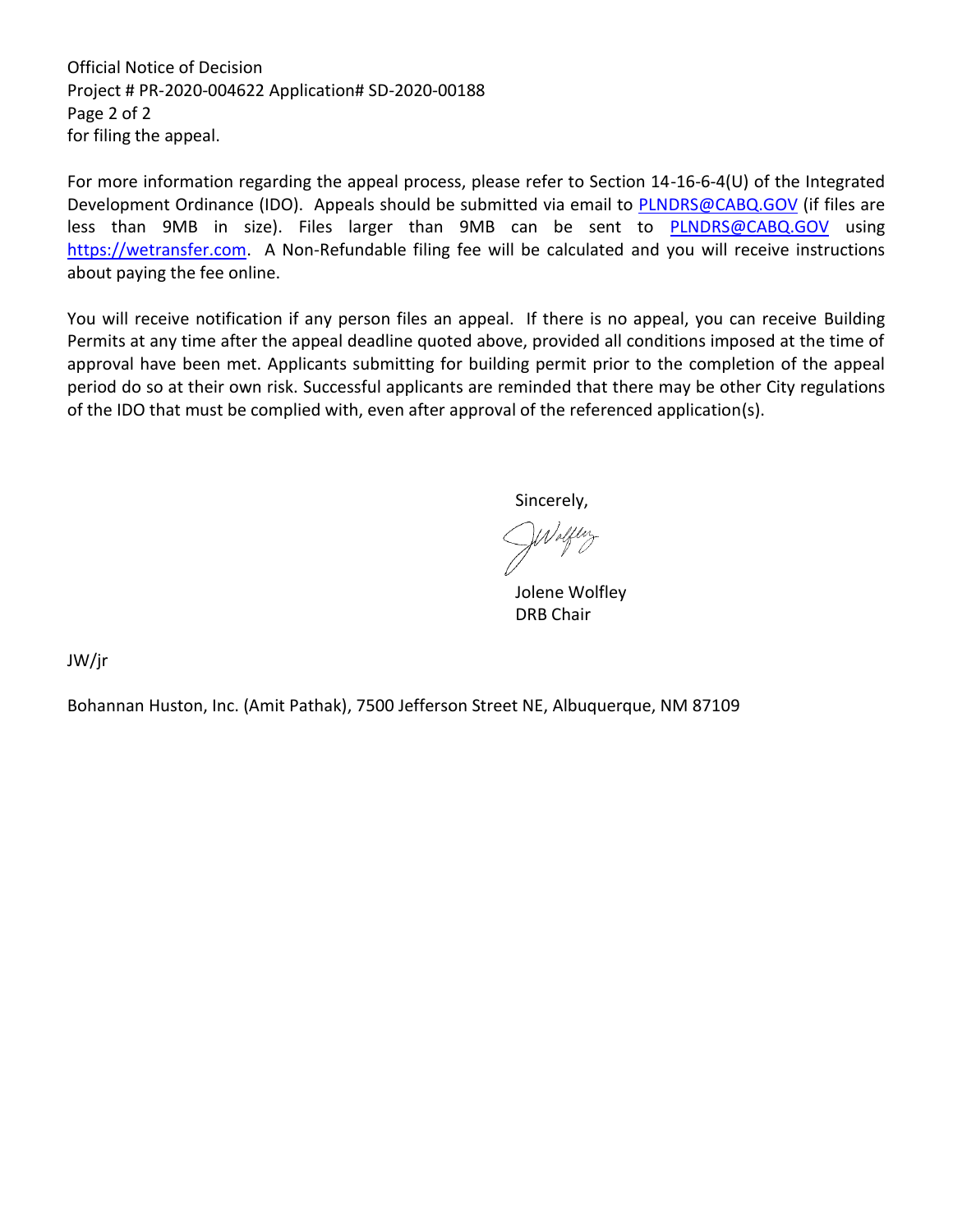for filing the appeal.

For more information regarding the appeal process, please refer to Section 14-16-6-4(U) of the Integrated Development Ordinance (IDO). Appeals should be submitted via email to PLNDRS@CABQ.GOV (if files are less than 9MB in size). Files larger than 9MB can be sent to PLNDRS@CABQ.GOV using https://wetransfer.com. A Non-Refundable filing fee will be calculated and you will receive instructions about paying the fee online.

You will receive notification if any person files an appeal. If there is no appeal, you can receive Building Permits at any time after the appeal deadline quoted above, provided all conditions imposed at the time of approval have been met. Applicants submitting for building permit prior to the completion of the appeal period do so at their own risk. Successful applicants are reminded that there may be other City regulations of the IDO that must be complied with, even after approval of the referenced application(s).

Sincerely,

Jolene Wolfley
DRB Chair

JW/jr

Bohannan Huston, Inc. (Amit Pathak), 7500 Jefferson Street NE, Albuquerque, NM 87109